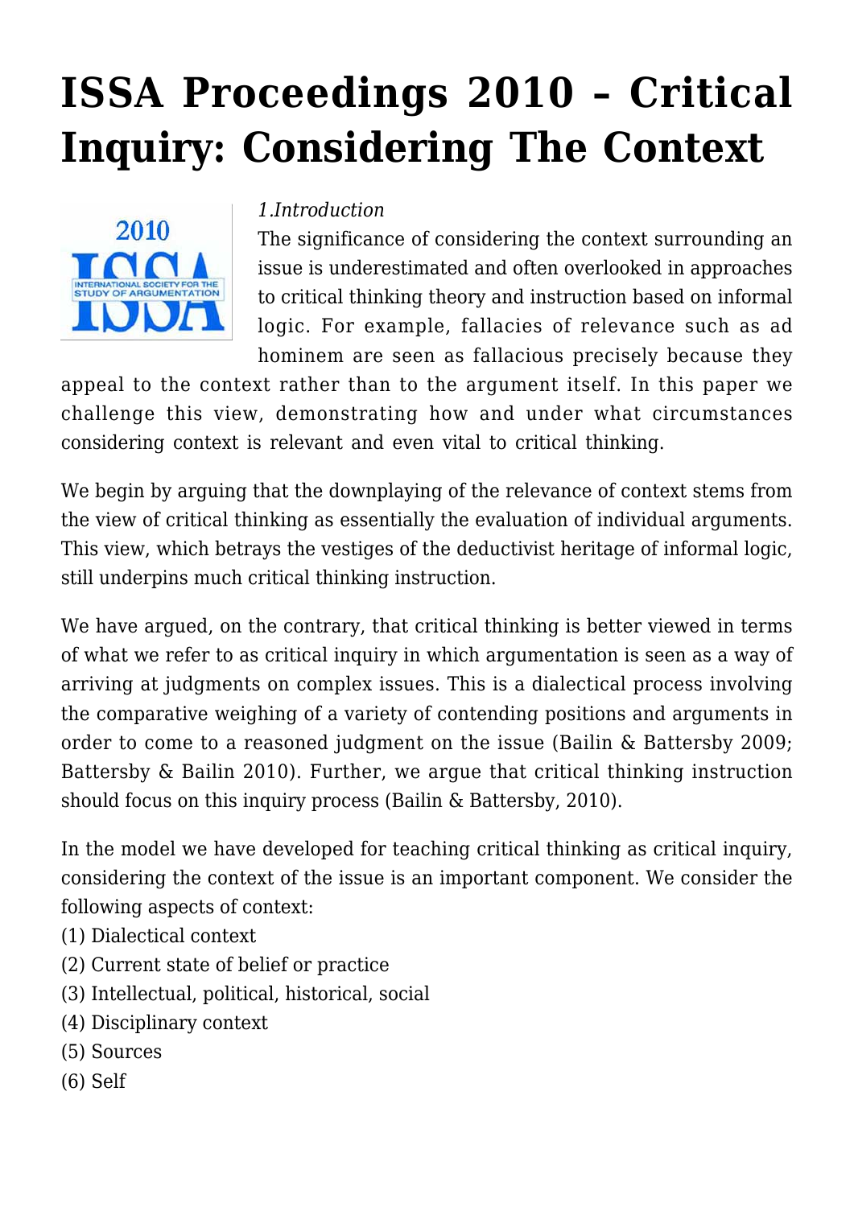# ISSA Proceedings 2010 – Critical Inquiry: Considering The Context

*1.Introduction*

The significance of considering the context surrounding an issue is underestimated and often overlooked in approaches to critical thinking theory and instruction based on informal logic. For example, fallacies of relevance such as ad hominem are seen as fallacious precisely because they appeal to the context rather than to the argument itself. In this paper we challenge this view, demonstrating how and under what circumstances considering context is relevant and even vital to critical thinking.

We begin by arguing that the downplaying of the relevance of context stems from the view of critical thinking as essentially the evaluation of individual arguments. This view, which betrays the vestiges of the deductivist heritage of informal logic, still underpins much critical thinking instruction.

We have argued, on the contrary, that critical thinking is better viewed in terms of what we refer to as critical inquiry in which argumentation is seen as a way of arriving at judgments on complex issues. This is a dialectical process involving the comparative weighing of a variety of contending positions and arguments in order to come to a reasoned judgment on the issue (Bailin & Battersby 2009; Battersby & Bailin 2010). Further, we argue that critical thinking instruction should focus on this inquiry process (Bailin & Battersby, 2010).

In the model we have developed for teaching critical thinking as critical inquiry, considering the context of the issue is an important component. We consider the following aspects of context:

(1) Dialectical context
(2) Current state of belief or practice
(3) Intellectual, political, historical, social
(4) Disciplinary context
(5) Sources
(6) Self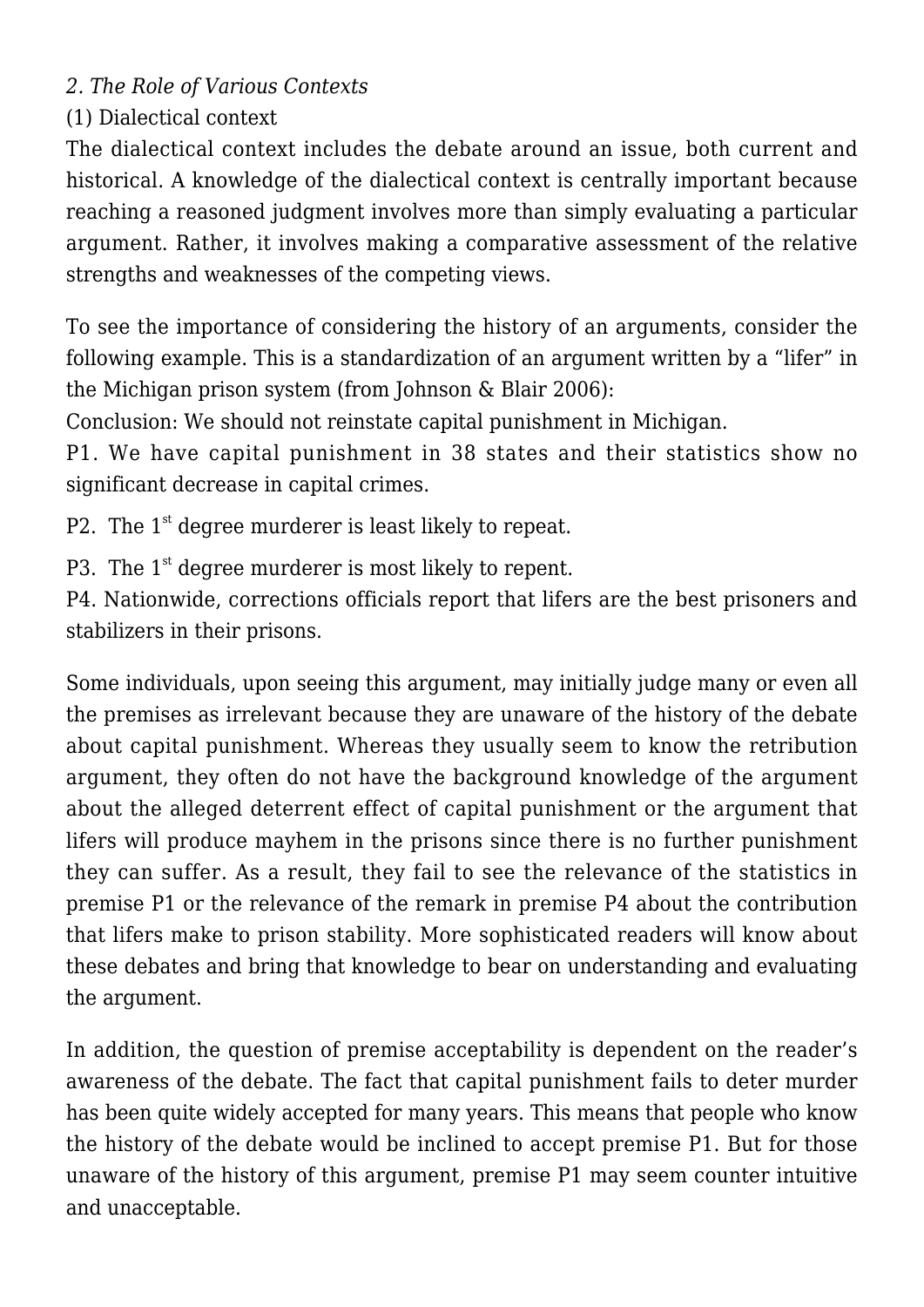*2. The Role of Various Contexts*

(1) Dialectical context

The dialectical context includes the debate around an issue, both current and historical. A knowledge of the dialectical context is centrally important because reaching a reasoned judgment involves more than simply evaluating a particular argument. Rather, it involves making a comparative assessment of the relative strengths and weaknesses of the competing views.

To see the importance of considering the history of an arguments, consider the following example. This is a standardization of an argument written by a "lifer" in the Michigan prison system (from Johnson & Blair 2006):

Conclusion: We should not reinstate capital punishment in Michigan.

P1. We have capital punishment in 38 states and their statistics show no significant decrease in capital crimes.

P2. The 1st degree murderer is least likely to repeat.

P3. The 1st degree murderer is most likely to repent.

P4. Nationwide, corrections officials report that lifers are the best prisoners and stabilizers in their prisons.

Some individuals, upon seeing this argument, may initially judge many or even all the premises as irrelevant because they are unaware of the history of the debate about capital punishment. Whereas they usually seem to know the retribution argument, they often do not have the background knowledge of the argument about the alleged deterrent effect of capital punishment or the argument that lifers will produce mayhem in the prisons since there is no further punishment they can suffer. As a result, they fail to see the relevance of the statistics in premise P1 or the relevance of the remark in premise P4 about the contribution that lifers make to prison stability. More sophisticated readers will know about these debates and bring that knowledge to bear on understanding and evaluating the argument.

In addition, the question of premise acceptability is dependent on the reader's awareness of the debate. The fact that capital punishment fails to deter murder has been quite widely accepted for many years. This means that people who know the history of the debate would be inclined to accept premise P1. But for those unaware of the history of this argument, premise P1 may seem counter intuitive and unacceptable.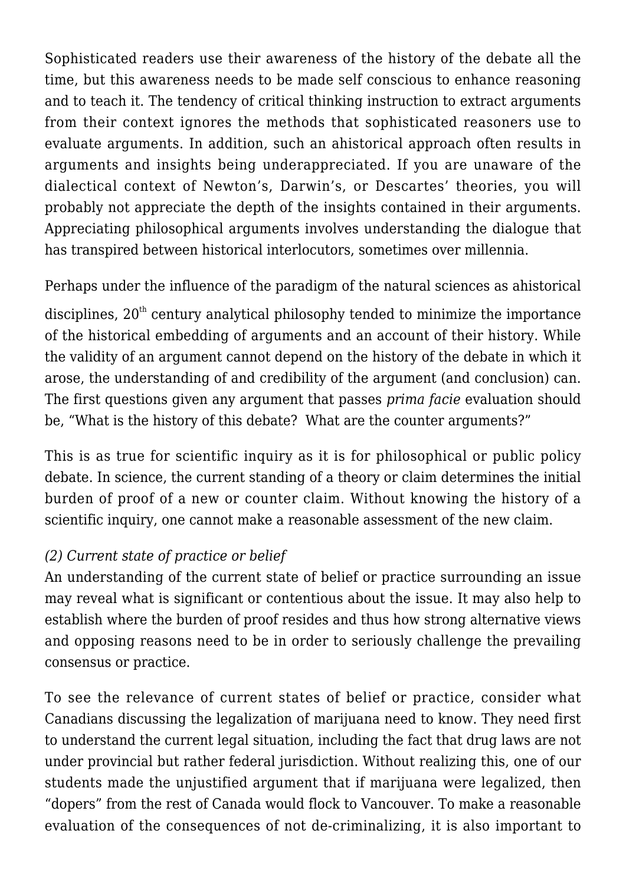Sophisticated readers use their awareness of the history of the debate all the time, but this awareness needs to be made self conscious to enhance reasoning and to teach it. The tendency of critical thinking instruction to extract arguments from their context ignores the methods that sophisticated reasoners use to evaluate arguments. In addition, such an ahistorical approach often results in arguments and insights being underappreciated. If you are unaware of the dialectical context of Newton's, Darwin's, or Descartes' theories, you will probably not appreciate the depth of the insights contained in their arguments. Appreciating philosophical arguments involves understanding the dialogue that has transpired between historical interlocutors, sometimes over millennia.

Perhaps under the influence of the paradigm of the natural sciences as ahistorical disciplines, 20th century analytical philosophy tended to minimize the importance of the historical embedding of arguments and an account of their history. While the validity of an argument cannot depend on the history of the debate in which it arose, the understanding of and credibility of the argument (and conclusion) can. The first questions given any argument that passes *prima facie* evaluation should be, "What is the history of this debate? What are the counter arguments?"

This is as true for scientific inquiry as it is for philosophical or public policy debate. In science, the current standing of a theory or claim determines the initial burden of proof of a new or counter claim. Without knowing the history of a scientific inquiry, one cannot make a reasonable assessment of the new claim.

*(2) Current state of practice or belief*

An understanding of the current state of belief or practice surrounding an issue may reveal what is significant or contentious about the issue. It may also help to establish where the burden of proof resides and thus how strong alternative views and opposing reasons need to be in order to seriously challenge the prevailing consensus or practice.

To see the relevance of current states of belief or practice, consider what Canadians discussing the legalization of marijuana need to know. They need first to understand the current legal situation, including the fact that drug laws are not under provincial but rather federal jurisdiction. Without realizing this, one of our students made the unjustified argument that if marijuana were legalized, then "dopers" from the rest of Canada would flock to Vancouver. To make a reasonable evaluation of the consequences of not de-criminalizing, it is also important to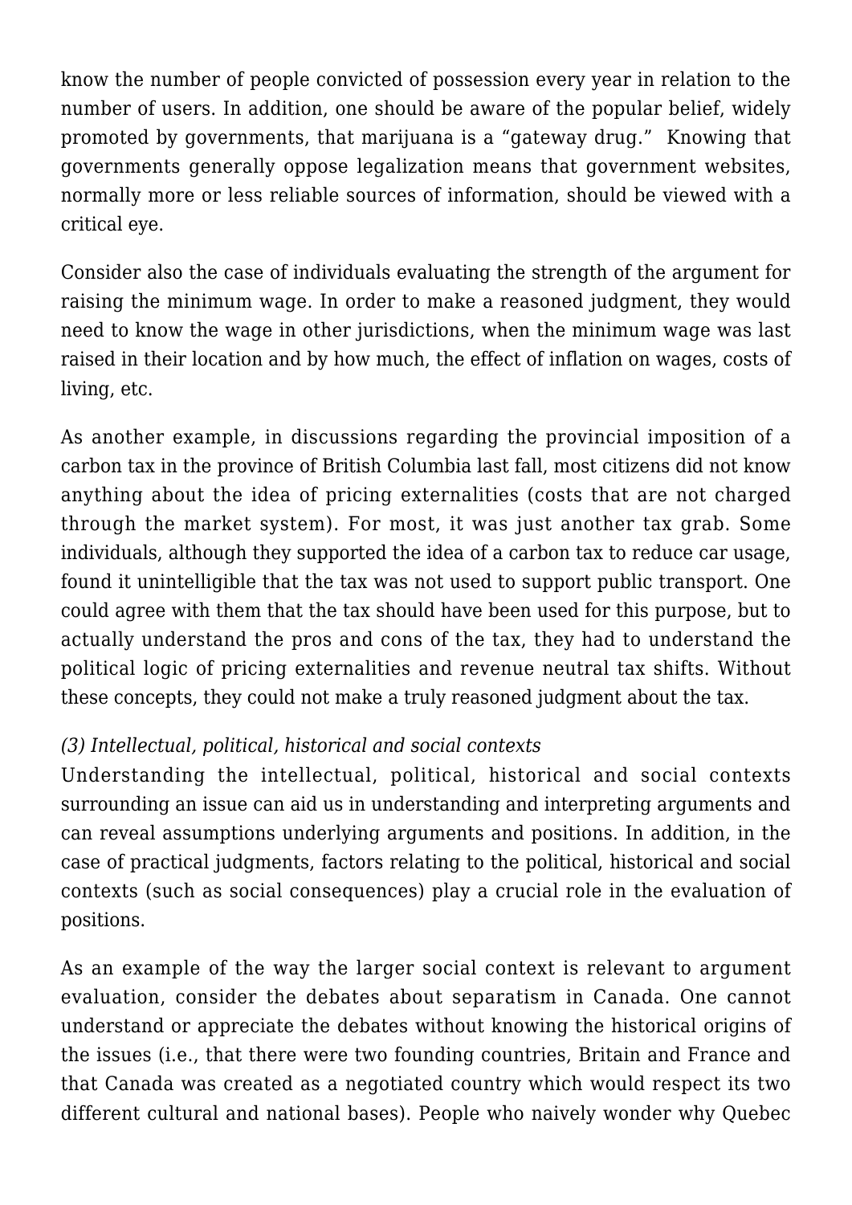know the number of people convicted of possession every year in relation to the number of users. In addition, one should be aware of the popular belief, widely promoted by governments, that marijuana is a "gateway drug." Knowing that governments generally oppose legalization means that government websites, normally more or less reliable sources of information, should be viewed with a critical eye.

Consider also the case of individuals evaluating the strength of the argument for raising the minimum wage. In order to make a reasoned judgment, they would need to know the wage in other jurisdictions, when the minimum wage was last raised in their location and by how much, the effect of inflation on wages, costs of living, etc.

As another example, in discussions regarding the provincial imposition of a carbon tax in the province of British Columbia last fall, most citizens did not know anything about the idea of pricing externalities (costs that are not charged through the market system). For most, it was just another tax grab. Some individuals, although they supported the idea of a carbon tax to reduce car usage, found it unintelligible that the tax was not used to support public transport. One could agree with them that the tax should have been used for this purpose, but to actually understand the pros and cons of the tax, they had to understand the political logic of pricing externalities and revenue neutral tax shifts. Without these concepts, they could not make a truly reasoned judgment about the tax.

*(3) Intellectual, political, historical and social contexts*

Understanding the intellectual, political, historical and social contexts surrounding an issue can aid us in understanding and interpreting arguments and can reveal assumptions underlying arguments and positions. In addition, in the case of practical judgments, factors relating to the political, historical and social contexts (such as social consequences) play a crucial role in the evaluation of positions.

As an example of the way the larger social context is relevant to argument evaluation, consider the debates about separatism in Canada. One cannot understand or appreciate the debates without knowing the historical origins of the issues (i.e., that there were two founding countries, Britain and France and that Canada was created as a negotiated country which would respect its two different cultural and national bases). People who naively wonder why Quebec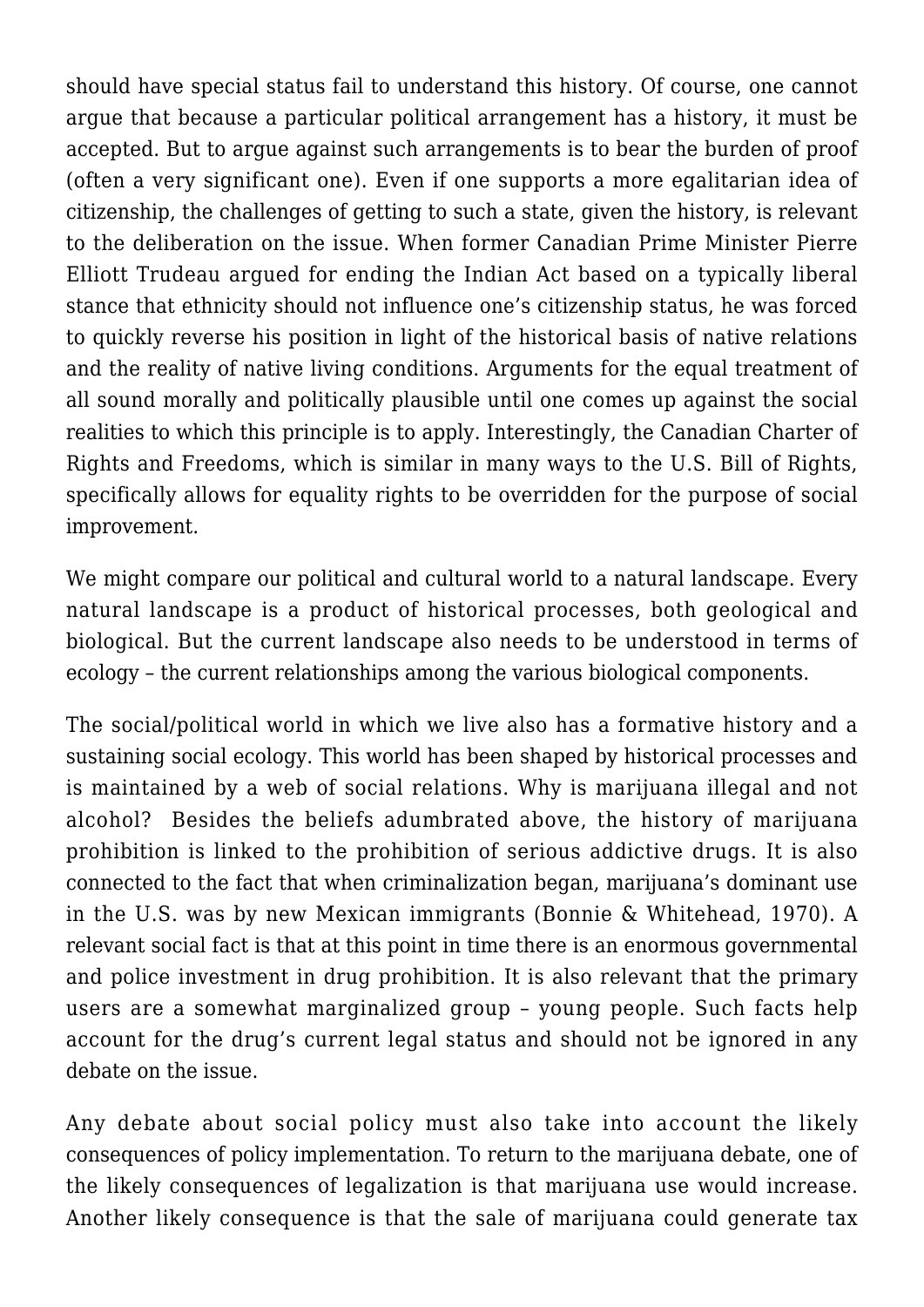should have special status fail to understand this history. Of course, one cannot argue that because a particular political arrangement has a history, it must be accepted. But to argue against such arrangements is to bear the burden of proof (often a very significant one). Even if one supports a more egalitarian idea of citizenship, the challenges of getting to such a state, given the history, is relevant to the deliberation on the issue. When former Canadian Prime Minister Pierre Elliott Trudeau argued for ending the Indian Act based on a typically liberal stance that ethnicity should not influence one's citizenship status, he was forced to quickly reverse his position in light of the historical basis of native relations and the reality of native living conditions. Arguments for the equal treatment of all sound morally and politically plausible until one comes up against the social realities to which this principle is to apply. Interestingly, the Canadian Charter of Rights and Freedoms, which is similar in many ways to the U.S. Bill of Rights, specifically allows for equality rights to be overridden for the purpose of social improvement.

We might compare our political and cultural world to a natural landscape. Every natural landscape is a product of historical processes, both geological and biological. But the current landscape also needs to be understood in terms of ecology – the current relationships among the various biological components.

The social/political world in which we live also has a formative history and a sustaining social ecology. This world has been shaped by historical processes and is maintained by a web of social relations. Why is marijuana illegal and not alcohol? Besides the beliefs adumbrated above, the history of marijuana prohibition is linked to the prohibition of serious addictive drugs. It is also connected to the fact that when criminalization began, marijuana's dominant use in the U.S. was by new Mexican immigrants (Bonnie & Whitehead, 1970). A relevant social fact is that at this point in time there is an enormous governmental and police investment in drug prohibition. It is also relevant that the primary users are a somewhat marginalized group – young people. Such facts help account for the drug's current legal status and should not be ignored in any debate on the issue.

Any debate about social policy must also take into account the likely consequences of policy implementation. To return to the marijuana debate, one of the likely consequences of legalization is that marijuana use would increase. Another likely consequence is that the sale of marijuana could generate tax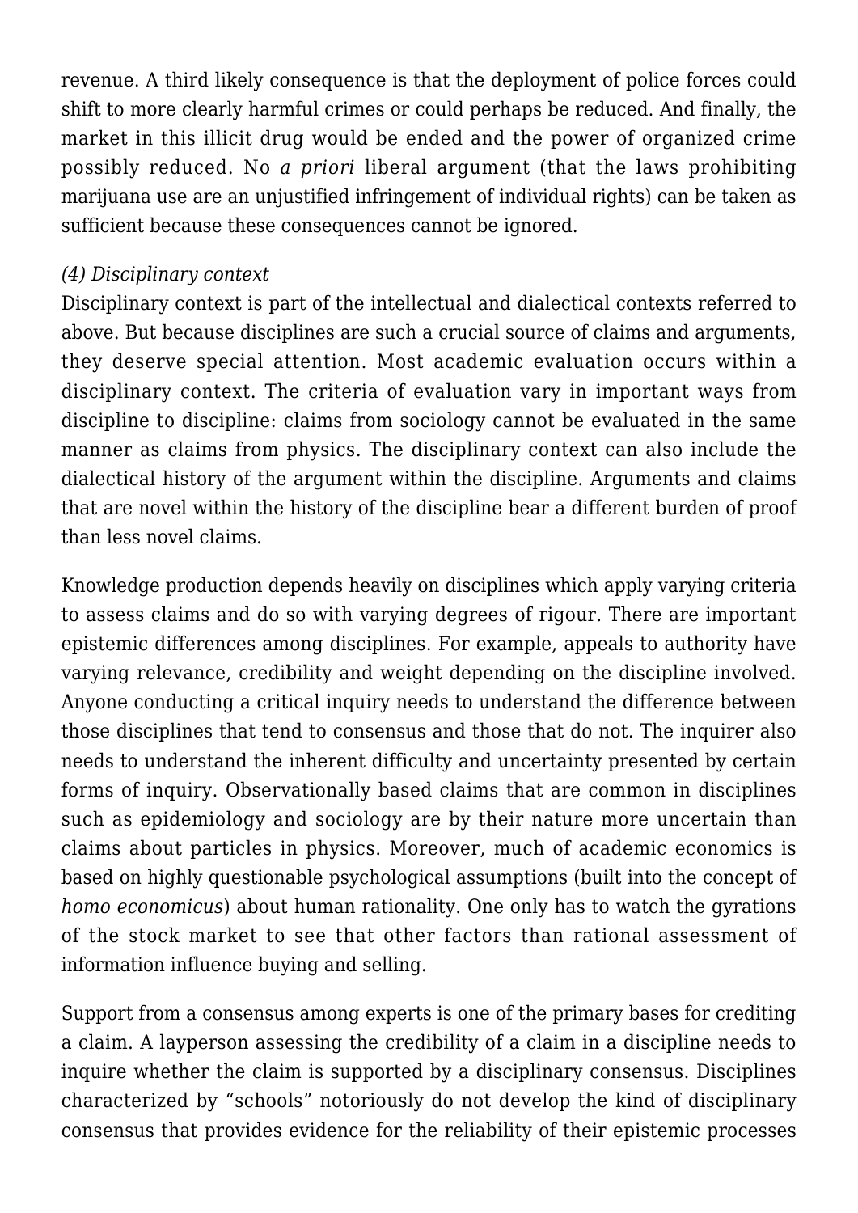revenue. A third likely consequence is that the deployment of police forces could shift to more clearly harmful crimes or could perhaps be reduced. And finally, the market in this illicit drug would be ended and the power of organized crime possibly reduced. No *a priori* liberal argument (that the laws prohibiting marijuana use are an unjustified infringement of individual rights) can be taken as sufficient because these consequences cannot be ignored.

*(4) Disciplinary context*

Disciplinary context is part of the intellectual and dialectical contexts referred to above. But because disciplines are such a crucial source of claims and arguments, they deserve special attention. Most academic evaluation occurs within a disciplinary context. The criteria of evaluation vary in important ways from discipline to discipline: claims from sociology cannot be evaluated in the same manner as claims from physics. The disciplinary context can also include the dialectical history of the argument within the discipline. Arguments and claims that are novel within the history of the discipline bear a different burden of proof than less novel claims.

Knowledge production depends heavily on disciplines which apply varying criteria to assess claims and do so with varying degrees of rigour. There are important epistemic differences among disciplines. For example, appeals to authority have varying relevance, credibility and weight depending on the discipline involved. Anyone conducting a critical inquiry needs to understand the difference between those disciplines that tend to consensus and those that do not. The inquirer also needs to understand the inherent difficulty and uncertainty presented by certain forms of inquiry. Observationally based claims that are common in disciplines such as epidemiology and sociology are by their nature more uncertain than claims about particles in physics. Moreover, much of academic economics is based on highly questionable psychological assumptions (built into the concept of *homo economicus*) about human rationality. One only has to watch the gyrations of the stock market to see that other factors than rational assessment of information influence buying and selling.

Support from a consensus among experts is one of the primary bases for crediting a claim. A layperson assessing the credibility of a claim in a discipline needs to inquire whether the claim is supported by a disciplinary consensus. Disciplines characterized by "schools" notoriously do not develop the kind of disciplinary consensus that provides evidence for the reliability of their epistemic processes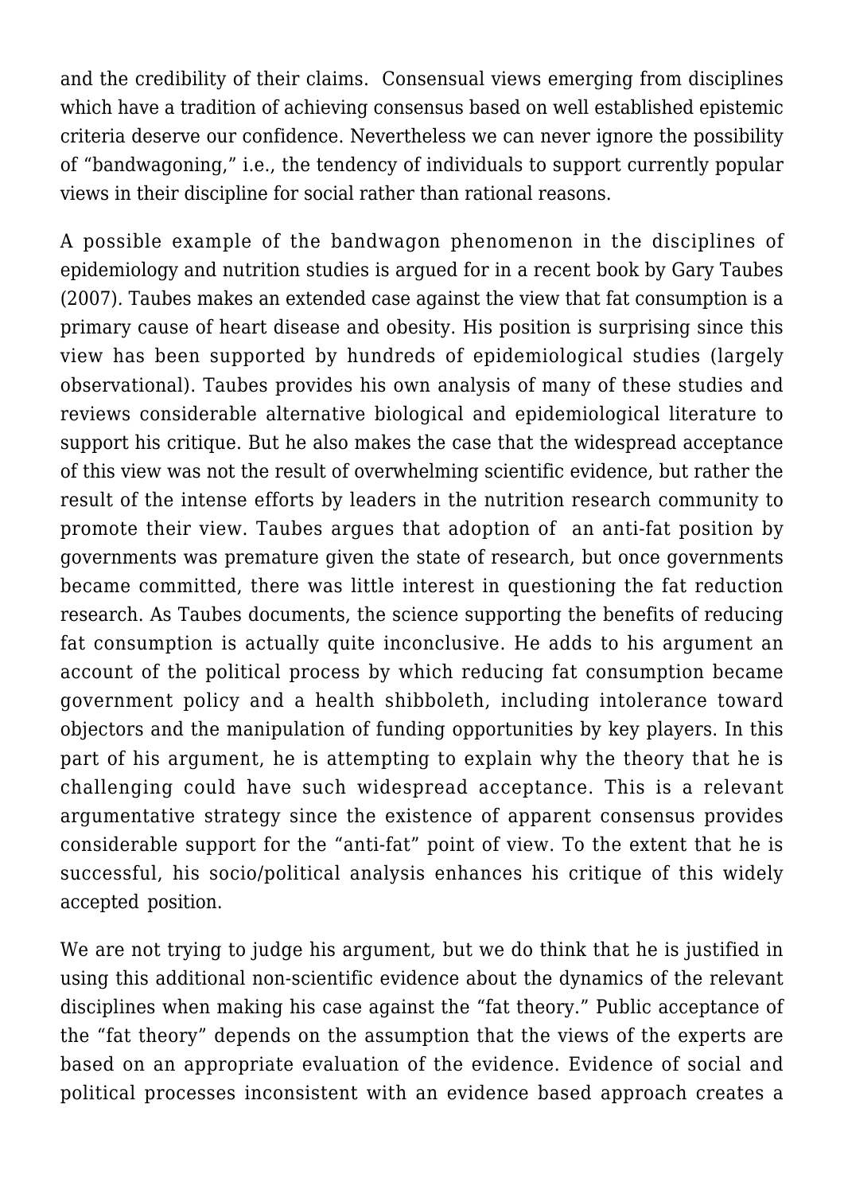and the credibility of their claims.  Consensual views emerging from disciplines which have a tradition of achieving consensus based on well established epistemic criteria deserve our confidence. Nevertheless we can never ignore the possibility of "bandwagoning," i.e., the tendency of individuals to support currently popular views in their discipline for social rather than rational reasons.

A possible example of the bandwagon phenomenon in the disciplines of epidemiology and nutrition studies is argued for in a recent book by Gary Taubes (2007). Taubes makes an extended case against the view that fat consumption is a primary cause of heart disease and obesity. His position is surprising since this view has been supported by hundreds of epidemiological studies (largely observational). Taubes provides his own analysis of many of these studies and reviews considerable alternative biological and epidemiological literature to support his critique. But he also makes the case that the widespread acceptance of this view was not the result of overwhelming scientific evidence, but rather the result of the intense efforts by leaders in the nutrition research community to promote their view. Taubes argues that adoption of  an anti-fat position by governments was premature given the state of research, but once governments became committed, there was little interest in questioning the fat reduction research. As Taubes documents, the science supporting the benefits of reducing fat consumption is actually quite inconclusive. He adds to his argument an account of the political process by which reducing fat consumption became government policy and a health shibboleth, including intolerance toward objectors and the manipulation of funding opportunities by key players. In this part of his argument, he is attempting to explain why the theory that he is challenging could have such widespread acceptance. This is a relevant argumentative strategy since the existence of apparent consensus provides considerable support for the "anti-fat" point of view. To the extent that he is successful, his socio/political analysis enhances his critique of this widely accepted position.

We are not trying to judge his argument, but we do think that he is justified in using this additional non-scientific evidence about the dynamics of the relevant disciplines when making his case against the "fat theory." Public acceptance of the "fat theory" depends on the assumption that the views of the experts are based on an appropriate evaluation of the evidence. Evidence of social and political processes inconsistent with an evidence based approach creates a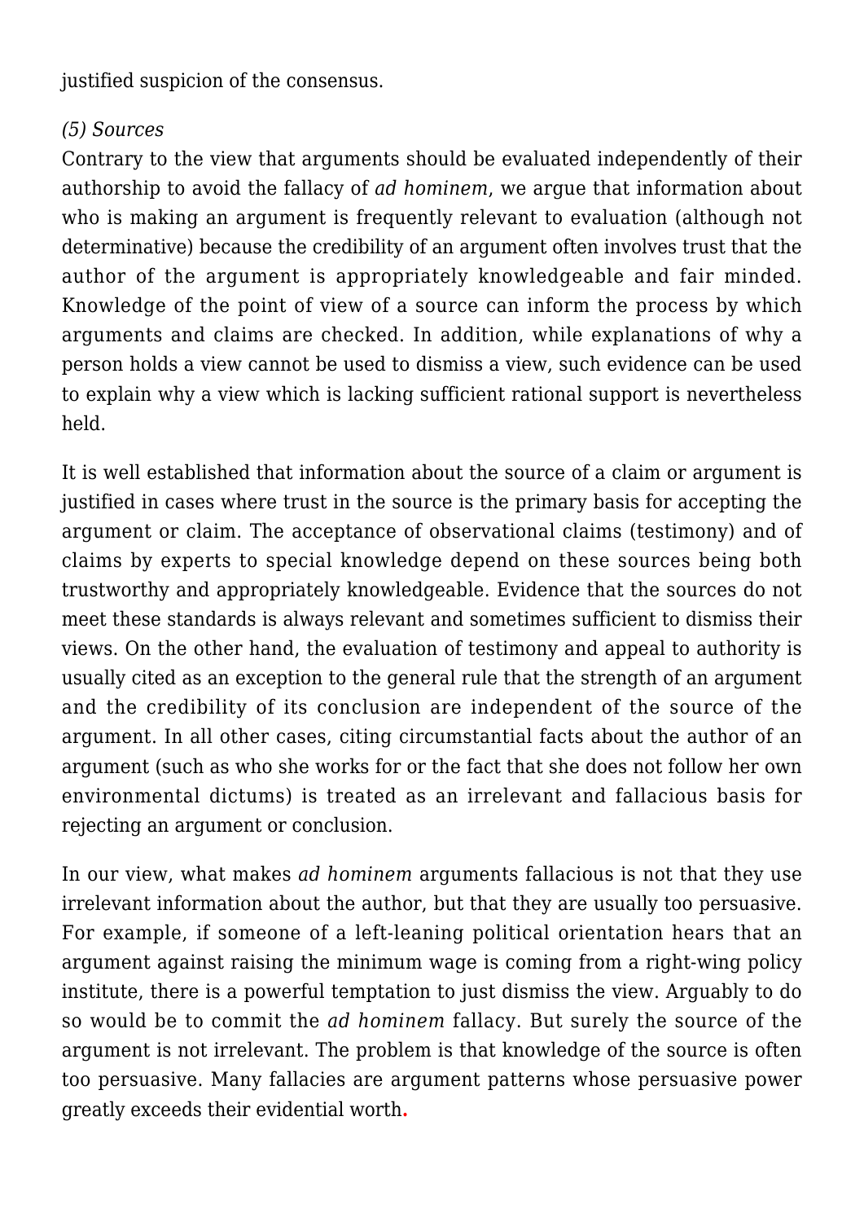justified suspicion of the consensus.

*(5) Sources*

Contrary to the view that arguments should be evaluated independently of their authorship to avoid the fallacy of *ad hominem*, we argue that information about who is making an argument is frequently relevant to evaluation (although not determinative) because the credibility of an argument often involves trust that the author of the argument is appropriately knowledgeable and fair minded. Knowledge of the point of view of a source can inform the process by which arguments and claims are checked. In addition, while explanations of why a person holds a view cannot be used to dismiss a view, such evidence can be used to explain why a view which is lacking sufficient rational support is nevertheless held.

It is well established that information about the source of a claim or argument is justified in cases where trust in the source is the primary basis for accepting the argument or claim. The acceptance of observational claims (testimony) and of claims by experts to special knowledge depend on these sources being both trustworthy and appropriately knowledgeable. Evidence that the sources do not meet these standards is always relevant and sometimes sufficient to dismiss their views. On the other hand, the evaluation of testimony and appeal to authority is usually cited as an exception to the general rule that the strength of an argument and the credibility of its conclusion are independent of the source of the argument. In all other cases, citing circumstantial facts about the author of an argument (such as who she works for or the fact that she does not follow her own environmental dictums) is treated as an irrelevant and fallacious basis for rejecting an argument or conclusion.

In our view, what makes *ad hominem* arguments fallacious is not that they use irrelevant information about the author, but that they are usually too persuasive. For example, if someone of a left-leaning political orientation hears that an argument against raising the minimum wage is coming from a right-wing policy institute, there is a powerful temptation to just dismiss the view. Arguably to do so would be to commit the *ad hominem* fallacy. But surely the source of the argument is not irrelevant. The problem is that knowledge of the source is often too persuasive. Many fallacies are argument patterns whose persuasive power greatly exceeds their evidential worth.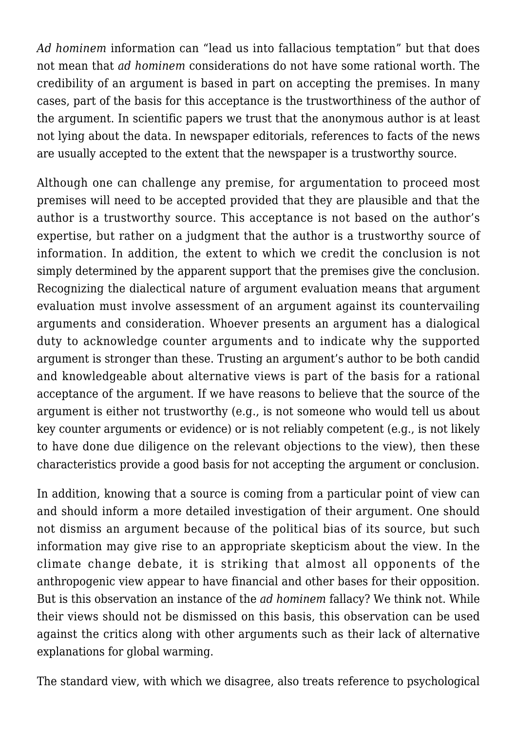*Ad hominem* information can "lead us into fallacious temptation" but that does not mean that *ad hominem* considerations do not have some rational worth. The credibility of an argument is based in part on accepting the premises. In many cases, part of the basis for this acceptance is the trustworthiness of the author of the argument. In scientific papers we trust that the anonymous author is at least not lying about the data. In newspaper editorials, references to facts of the news are usually accepted to the extent that the newspaper is a trustworthy source.

Although one can challenge any premise, for argumentation to proceed most premises will need to be accepted provided that they are plausible and that the author is a trustworthy source. This acceptance is not based on the author's expertise, but rather on a judgment that the author is a trustworthy source of information. In addition, the extent to which we credit the conclusion is not simply determined by the apparent support that the premises give the conclusion. Recognizing the dialectical nature of argument evaluation means that argument evaluation must involve assessment of an argument against its countervailing arguments and consideration. Whoever presents an argument has a dialogical duty to acknowledge counter arguments and to indicate why the supported argument is stronger than these. Trusting an argument's author to be both candid and knowledgeable about alternative views is part of the basis for a rational acceptance of the argument. If we have reasons to believe that the source of the argument is either not trustworthy (e.g., is not someone who would tell us about key counter arguments or evidence) or is not reliably competent (e.g., is not likely to have done due diligence on the relevant objections to the view), then these characteristics provide a good basis for not accepting the argument or conclusion.

In addition, knowing that a source is coming from a particular point of view can and should inform a more detailed investigation of their argument. One should not dismiss an argument because of the political bias of its source, but such information may give rise to an appropriate skepticism about the view. In the climate change debate, it is striking that almost all opponents of the anthropogenic view appear to have financial and other bases for their opposition. But is this observation an instance of the *ad hominem* fallacy? We think not. While their views should not be dismissed on this basis, this observation can be used against the critics along with other arguments such as their lack of alternative explanations for global warming.

The standard view, with which we disagree, also treats reference to psychological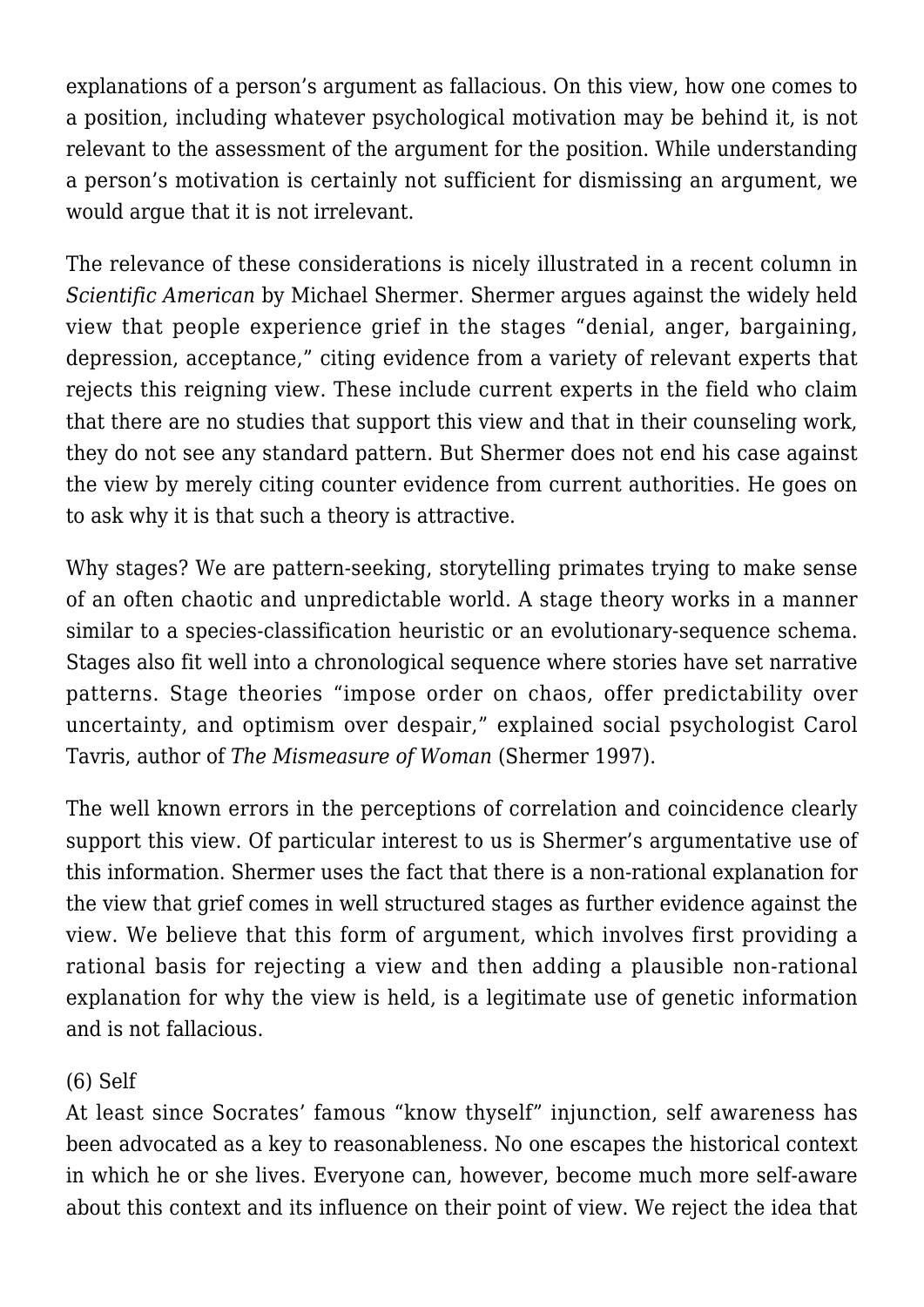explanations of a person's argument as fallacious. On this view, how one comes to a position, including whatever psychological motivation may be behind it, is not relevant to the assessment of the argument for the position. While understanding a person's motivation is certainly not sufficient for dismissing an argument, we would argue that it is not irrelevant.

The relevance of these considerations is nicely illustrated in a recent column in *Scientific American* by Michael Shermer. Shermer argues against the widely held view that people experience grief in the stages "denial, anger, bargaining, depression, acceptance," citing evidence from a variety of relevant experts that rejects this reigning view. These include current experts in the field who claim that there are no studies that support this view and that in their counseling work, they do not see any standard pattern. But Shermer does not end his case against the view by merely citing counter evidence from current authorities. He goes on to ask why it is that such a theory is attractive.

Why stages? We are pattern-seeking, storytelling primates trying to make sense of an often chaotic and unpredictable world. A stage theory works in a manner similar to a species-classification heuristic or an evolutionary-sequence schema. Stages also fit well into a chronological sequence where stories have set narrative patterns. Stage theories "impose order on chaos, offer predictability over uncertainty, and optimism over despair," explained social psychologist Carol Tavris, author of *The Mismeasure of Woman* (Shermer 1997).

The well known errors in the perceptions of correlation and coincidence clearly support this view. Of particular interest to us is Shermer's argumentative use of this information. Shermer uses the fact that there is a non-rational explanation for the view that grief comes in well structured stages as further evidence against the view. We believe that this form of argument, which involves first providing a rational basis for rejecting a view and then adding a plausible non-rational explanation for why the view is held, is a legitimate use of genetic information and is not fallacious.

(6) Self

At least since Socrates' famous "know thyself" injunction, self awareness has been advocated as a key to reasonableness. No one escapes the historical context in which he or she lives. Everyone can, however, become much more self-aware about this context and its influence on their point of view. We reject the idea that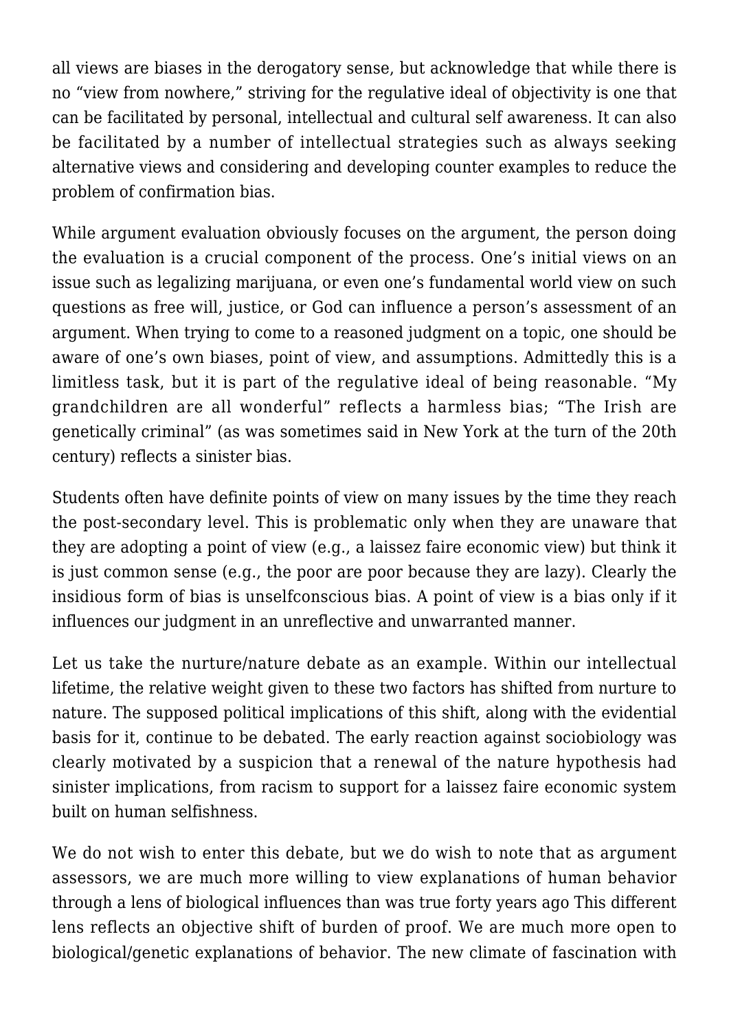all views are biases in the derogatory sense, but acknowledge that while there is no "view from nowhere," striving for the regulative ideal of objectivity is one that can be facilitated by personal, intellectual and cultural self awareness. It can also be facilitated by a number of intellectual strategies such as always seeking alternative views and considering and developing counter examples to reduce the problem of confirmation bias.

While argument evaluation obviously focuses on the argument, the person doing the evaluation is a crucial component of the process. One's initial views on an issue such as legalizing marijuana, or even one's fundamental world view on such questions as free will, justice, or God can influence a person's assessment of an argument. When trying to come to a reasoned judgment on a topic, one should be aware of one's own biases, point of view, and assumptions. Admittedly this is a limitless task, but it is part of the regulative ideal of being reasonable. "My grandchildren are all wonderful" reflects a harmless bias; "The Irish are genetically criminal" (as was sometimes said in New York at the turn of the 20th century) reflects a sinister bias.

Students often have definite points of view on many issues by the time they reach the post-secondary level. This is problematic only when they are unaware that they are adopting a point of view (e.g., a laissez faire economic view) but think it is just common sense (e.g., the poor are poor because they are lazy). Clearly the insidious form of bias is unselfconscious bias. A point of view is a bias only if it influences our judgment in an unreflective and unwarranted manner.

Let us take the nurture/nature debate as an example. Within our intellectual lifetime, the relative weight given to these two factors has shifted from nurture to nature. The supposed political implications of this shift, along with the evidential basis for it, continue to be debated. The early reaction against sociobiology was clearly motivated by a suspicion that a renewal of the nature hypothesis had sinister implications, from racism to support for a laissez faire economic system built on human selfishness.

We do not wish to enter this debate, but we do wish to note that as argument assessors, we are much more willing to view explanations of human behavior through a lens of biological influences than was true forty years ago This different lens reflects an objective shift of burden of proof. We are much more open to biological/genetic explanations of behavior. The new climate of fascination with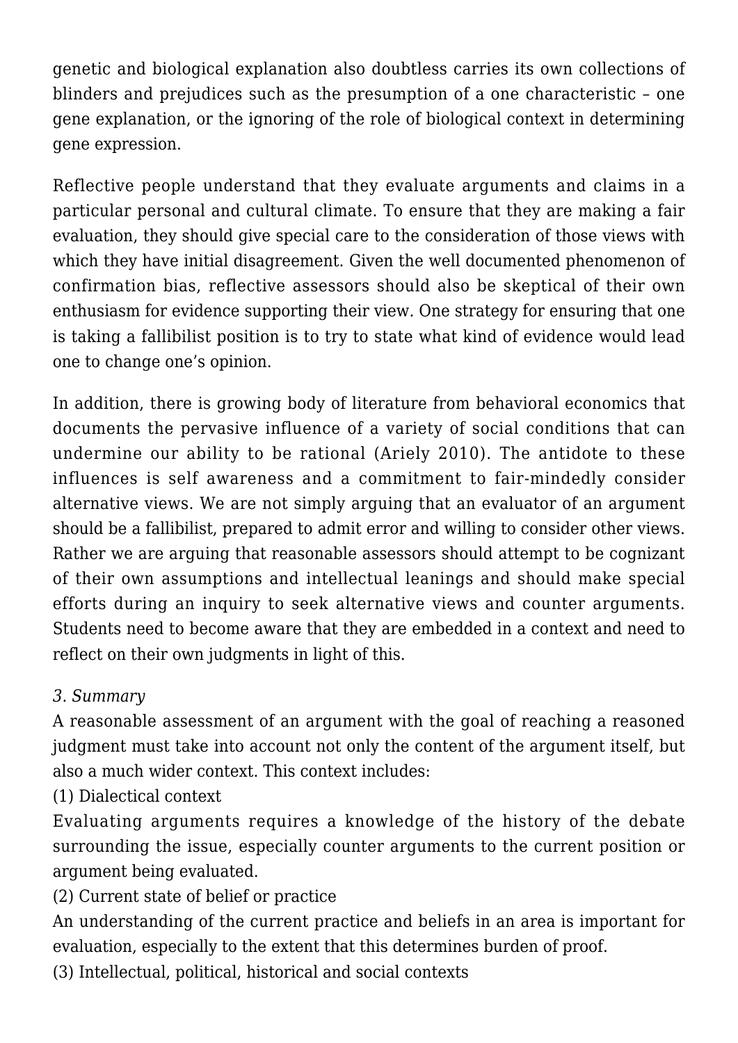genetic and biological explanation also doubtless carries its own collections of blinders and prejudices such as the presumption of a one characteristic – one gene explanation, or the ignoring of the role of biological context in determining gene expression.

Reflective people understand that they evaluate arguments and claims in a particular personal and cultural climate. To ensure that they are making a fair evaluation, they should give special care to the consideration of those views with which they have initial disagreement. Given the well documented phenomenon of confirmation bias, reflective assessors should also be skeptical of their own enthusiasm for evidence supporting their view. One strategy for ensuring that one is taking a fallibilist position is to try to state what kind of evidence would lead one to change one's opinion.

In addition, there is growing body of literature from behavioral economics that documents the pervasive influence of a variety of social conditions that can undermine our ability to be rational (Ariely 2010). The antidote to these influences is self awareness and a commitment to fair-mindedly consider alternative views. We are not simply arguing that an evaluator of an argument should be a fallibilist, prepared to admit error and willing to consider other views. Rather we are arguing that reasonable assessors should attempt to be cognizant of their own assumptions and intellectual leanings and should make special efforts during an inquiry to seek alternative views and counter arguments. Students need to become aware that they are embedded in a context and need to reflect on their own judgments in light of this.

*3. Summary*

A reasonable assessment of an argument with the goal of reaching a reasoned judgment must take into account not only the content of the argument itself, but also a much wider context. This context includes:

(1) Dialectical context

Evaluating arguments requires a knowledge of the history of the debate surrounding the issue, especially counter arguments to the current position or argument being evaluated.

(2) Current state of belief or practice

An understanding of the current practice and beliefs in an area is important for evaluation, especially to the extent that this determines burden of proof.

(3) Intellectual, political, historical and social contexts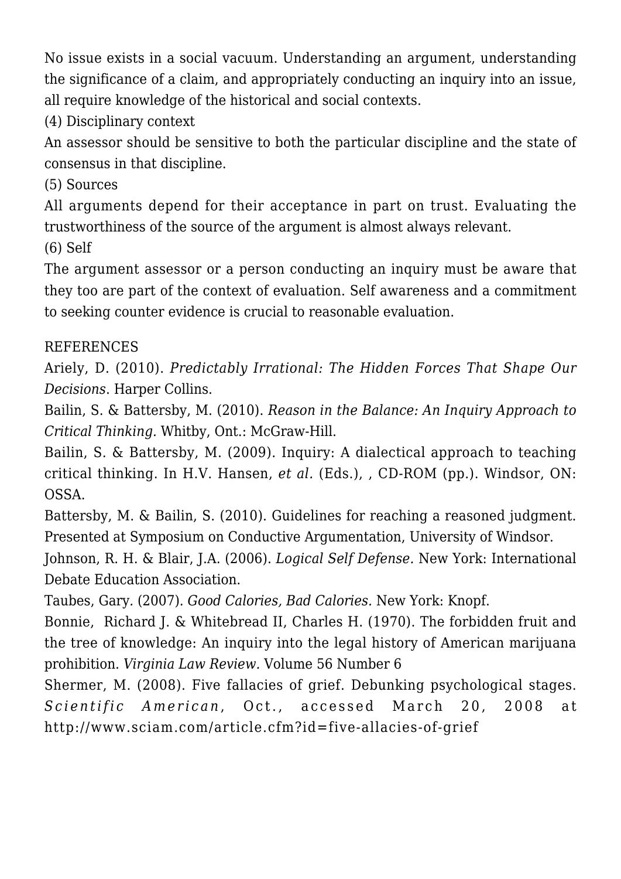No issue exists in a social vacuum. Understanding an argument, understanding the significance of a claim, and appropriately conducting an inquiry into an issue, all require knowledge of the historical and social contexts.

(4) Disciplinary context

An assessor should be sensitive to both the particular discipline and the state of consensus in that discipline.

(5) Sources

All arguments depend for their acceptance in part on trust. Evaluating the trustworthiness of the source of the argument is almost always relevant.

(6) Self

The argument assessor or a person conducting an inquiry must be aware that they too are part of the context of evaluation. Self awareness and a commitment to seeking counter evidence is crucial to reasonable evaluation.

REFERENCES

Ariely, D. (2010). *Predictably Irrational: The Hidden Forces That Shape Our Decisions*. Harper Collins.

Bailin, S. & Battersby, M. (2010). *Reason in the Balance: An Inquiry Approach to Critical Thinking.* Whitby, Ont.: McGraw-Hill.

Bailin, S. & Battersby, M. (2009). Inquiry: A dialectical approach to teaching critical thinking. In H.V. Hansen, *et al.* (Eds.), , CD-ROM (pp.). Windsor, ON: OSSA.

Battersby, M. & Bailin, S. (2010). Guidelines for reaching a reasoned judgment. Presented at Symposium on Conductive Argumentation, University of Windsor.

Johnson, R. H. & Blair, J.A. (2006). *Logical Self Defense.* New York: International Debate Education Association.

Taubes, Gary. (2007). *Good Calories, Bad Calories.* New York: Knopf.

Bonnie, Richard J. & Whitebread II, Charles H. (1970). The forbidden fruit and the tree of knowledge: An inquiry into the legal history of American marijuana prohibition. *Virginia Law Review.* Volume 56 Number 6

Shermer, M. (2008). Five fallacies of grief. Debunking psychological stages. *Scientific American*, Oct., accessed March 20, 2008 at http://www.sciam.com/article.cfm?id=five-allacies-of-grief